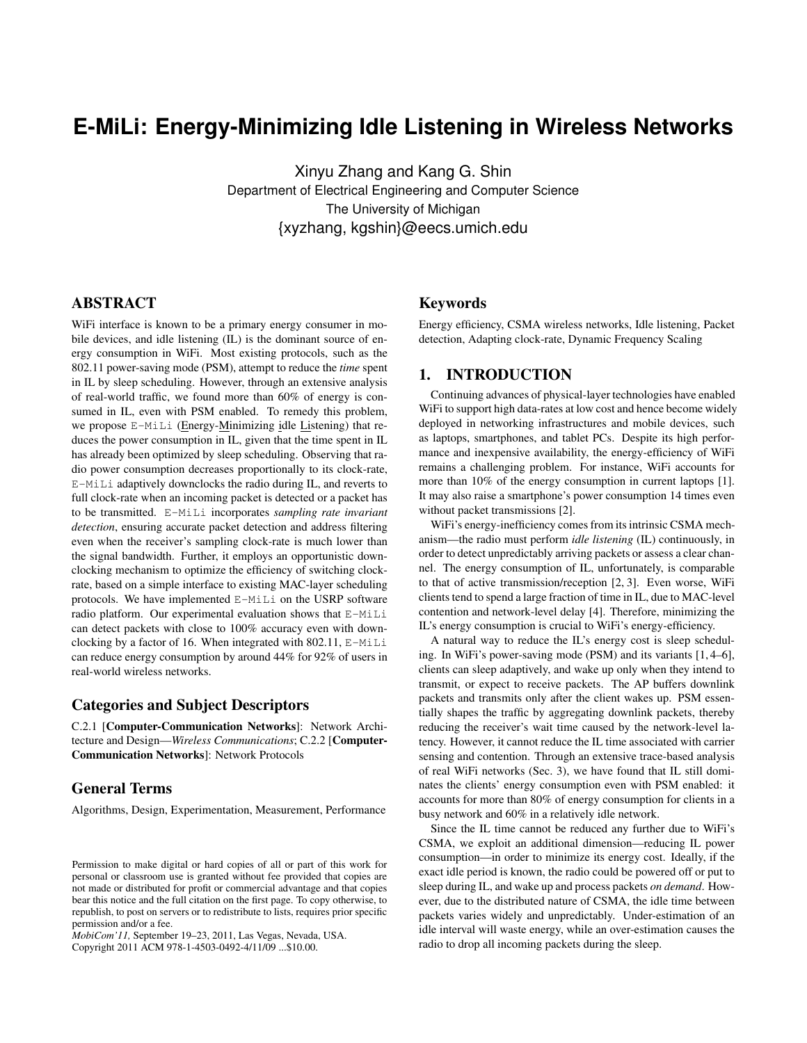# E-MiLi: Energy-Minimizing Idle Listening in Wireless Networks

Xinyu Zhang and Kang G. Shin
Department of Electrical Engineering and Computer Science
The University of Michigan
{xyzhang, kgshin}@eecs.umich.edu

## ABSTRACT

WiFi interface is known to be a primary energy consumer in mobile devices, and idle listening (IL) is the dominant source of energy consumption in WiFi. Most existing protocols, such as the 802.11 power-saving mode (PSM), attempt to reduce the *time* spent in IL by sleep scheduling. However, through an extensive analysis of real-world traffic, we found more than 60% of energy is consumed in IL, even with PSM enabled. To remedy this problem, we propose E-MiLi (Energy-Minimizing idle Listening) that reduces the power consumption in IL, given that the time spent in IL has already been optimized by sleep scheduling. Observing that radio power consumption decreases proportionally to its clock-rate, E-MiLi adaptively downclocks the radio during IL, and reverts to full clock-rate when an incoming packet is detected or a packet has to be transmitted. E-MiLi incorporates *sampling rate invariant detection*, ensuring accurate packet detection and address filtering even when the receiver's sampling clock-rate is much lower than the signal bandwidth. Further, it employs an opportunistic downclocking mechanism to optimize the efficiency of switching clock-rate, based on a simple interface to existing MAC-layer scheduling protocols. We have implemented E-MiLi on the USRP software radio platform. Our experimental evaluation shows that E-MiLi can detect packets with close to 100% accuracy even with downclocking by a factor of 16. When integrated with 802.11, E-MiLi can reduce energy consumption by around 44% for 92% of users in real-world wireless networks.

## Categories and Subject Descriptors

C.2.1 [**Computer-Communication Networks**]: Network Architecture and Design—*Wireless Communications*; C.2.2 [**Computer-Communication Networks**]: Network Protocols

## General Terms

Algorithms, Design, Experimentation, Measurement, Performance

Permission to make digital or hard copies of all or part of this work for personal or classroom use is granted without fee provided that copies are not made or distributed for profit or commercial advantage and that copies bear this notice and the full citation on the first page. To copy otherwise, to republish, to post on servers or to redistribute to lists, requires prior specific permission and/or a fee.
*MobiCom'11,* September 19–23, 2011, Las Vegas, Nevada, USA.
Copyright 2011 ACM 978-1-4503-0492-4/11/09 ...$10.00.

## Keywords

Energy efficiency, CSMA wireless networks, Idle listening, Packet detection, Adapting clock-rate, Dynamic Frequency Scaling

## 1. INTRODUCTION

Continuing advances of physical-layer technologies have enabled WiFi to support high data-rates at low cost and hence become widely deployed in networking infrastructures and mobile devices, such as laptops, smartphones, and tablet PCs. Despite its high performance and inexpensive availability, the energy-efficiency of WiFi remains a challenging problem. For instance, WiFi accounts for more than 10% of the energy consumption in current laptops [1]. It may also raise a smartphone's power consumption 14 times even without packet transmissions [2].

WiFi's energy-inefficiency comes from its intrinsic CSMA mechanism—the radio must perform *idle listening* (IL) continuously, in order to detect unpredictably arriving packets or assess a clear channel. The energy consumption of IL, unfortunately, is comparable to that of active transmission/reception [2, 3]. Even worse, WiFi clients tend to spend a large fraction of time in IL, due to MAC-level contention and network-level delay [4]. Therefore, minimizing the IL's energy consumption is crucial to WiFi's energy-efficiency.

A natural way to reduce the IL's energy cost is sleep scheduling. In WiFi's power-saving mode (PSM) and its variants [1, 4–6], clients can sleep adaptively, and wake up only when they intend to transmit, or expect to receive packets. The AP buffers downlink packets and transmits only after the client wakes up. PSM essentially shapes the traffic by aggregating downlink packets, thereby reducing the receiver's wait time caused by the network-level latency. However, it cannot reduce the IL time associated with carrier sensing and contention. Through an extensive trace-based analysis of real WiFi networks (Sec. 3), we have found that IL still dominates the clients' energy consumption even with PSM enabled: it accounts for more than 80% of energy consumption for clients in a busy network and 60% in a relatively idle network.

Since the IL time cannot be reduced any further due to WiFi's CSMA, we exploit an additional dimension—reducing IL power consumption—in order to minimize its energy cost. Ideally, if the exact idle period is known, the radio could be powered off or put to sleep during IL, and wake up and process packets *on demand*. However, due to the distributed nature of CSMA, the idle time between packets varies widely and unpredictably. Under-estimation of an idle interval will waste energy, while an over-estimation causes the radio to drop all incoming packets during the sleep.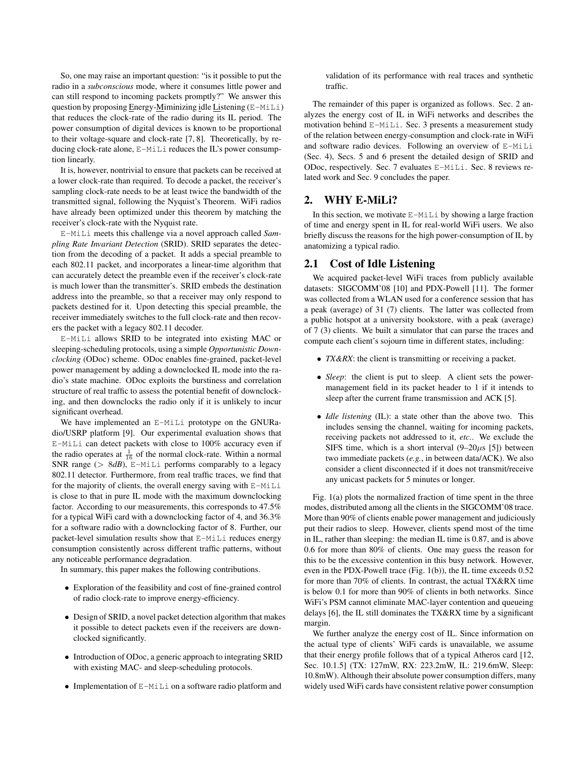So, one may raise an important question: "is it possible to put the radio in a *subconscious* mode, where it consumes little power and can still respond to incoming packets promptly?" We answer this question by proposing Energy-Miminizing idle Listening (E-MiLi) that reduces the clock-rate of the radio during its IL period. The power consumption of digital devices is known to be proportional to their voltage-square and clock-rate [7, 8]. Theoretically, by reducing clock-rate alone, E-MiLi reduces the IL's power consumption linearly.

It is, however, nontrivial to ensure that packets can be received at a lower clock-rate than required. To decode a packet, the receiver's sampling clock-rate needs to be at least twice the bandwidth of the transmitted signal, following the Nyquist's Theorem. WiFi radios have already been optimized under this theorem by matching the receiver's clock-rate with the Nyquist rate.

E-MiLi meets this challenge via a novel approach called *Sampling Rate Invariant Detection* (SRID). SRID separates the detection from the decoding of a packet. It adds a special preamble to each 802.11 packet, and incorporates a linear-time algorithm that can accurately detect the preamble even if the receiver's clock-rate is much lower than the transmitter's. SRID embeds the destination address into the preamble, so that a receiver may only respond to packets destined for it. Upon detecting this special preamble, the receiver immediately switches to the full clock-rate and then recovers the packet with a legacy 802.11 decoder.

E-MiLi allows SRID to be integrated into existing MAC or sleeping-scheduling protocols, using a simple *Opportunistic Downclocking* (ODoc) scheme. ODoc enables fine-grained, packet-level power management by adding a downclocked IL mode into the radio's state machine. ODoc exploits the burstiness and correlation structure of real traffic to assess the potential benefit of downclocking, and then downclocks the radio only if it is unlikely to incur significant overhead.

We have implemented an E-MiLi prototype on the GNURadio/USRP platform [9]. Our experimental evaluation shows that E-MiLi can detect packets with close to 100% accuracy even if the radio operates at $\frac{1}{16}$ of the normal clock-rate. Within a normal SNR range ($> 8dB$), E-MiLi performs comparably to a legacy 802.11 detector. Furthermore, from real traffic traces, we find that for the majority of clients, the overall energy saving with E-MiLi is close to that in pure IL mode with the maximum downclocking factor. According to our measurements, this corresponds to 47.5% for a typical WiFi card with a downclocking factor of 4, and 36.3% for a software radio with a downclocking factor of 8. Further, our packet-level simulation results show that E-MiLi reduces energy consumption consistently across different traffic patterns, without any noticeable performance degradation.

In summary, this paper makes the following contributions.

- Exploration of the feasibility and cost of fine-grained control of radio clock-rate to improve energy-efficiency.
- Design of SRID, a novel packet detection algorithm that makes it possible to detect packets even if the receivers are downclocked significantly.
- Introduction of ODoc, a generic approach to integrating SRID with existing MAC- and sleep-scheduling protocols.
- Implementation of E-MiLi on a software radio platform and validation of its performance with real traces and synthetic traffic.

The remainder of this paper is organized as follows. Sec. 2 analyzes the energy cost of IL in WiFi networks and describes the motivation behind E-MiLi. Sec. 3 presents a measurement study of the relation between energy-consumption and clock-rate in WiFi and software radio devices. Following an overview of E-MiLi (Sec. 4), Secs. 5 and 6 present the detailed design of SRID and ODoc, respectively. Sec. 7 evaluates E-MiLi. Sec. 8 reviews related work and Sec. 9 concludes the paper.

## 2. WHY E-MiLi?

In this section, we motivate E-MiLi by showing a large fraction of time and energy spent in IL for real-world WiFi users. We also briefly discuss the reasons for the high power-consumption of IL by anatomizing a typical radio.

### 2.1 Cost of Idle Listening

We acquired packet-level WiFi traces from publicly available datasets: SIGCOMM'08 [10] and PDX-Powell [11]. The former was collected from a WLAN used for a conference session that has a peak (average) of 31 (7) clients. The latter was collected from a public hotspot at a university bookstore, with a peak (average) of 7 (3) clients. We built a simulator that can parse the traces and compute each client's sojourn time in different states, including:

- *TX&RX*: the client is transmitting or receiving a packet.
- *Sleep*: the client is put to sleep. A client sets the power-management field in its packet header to 1 if it intends to sleep after the current frame transmission and ACK [5].
- *Idle listening* (IL): a state other than the above two. This includes sensing the channel, waiting for incoming packets, receiving packets not addressed to it, *etc.*. We exclude the SIFS time, which is a short interval (9–20$\mu$s [5]) between two immediate packets (*e.g.*, in between data/ACK). We also consider a client disconnected if it does not transmit/receive any unicast packets for 5 minutes or longer.

Fig. 1(a) plots the normalized fraction of time spent in the three modes, distributed among all the clients in the SIGCOMM'08 trace. More than 90% of clients enable power management and judiciously put their radios to sleep. However, clients spend most of the time in IL, rather than sleeping: the median IL time is 0.87, and is above 0.6 for more than 80% of clients. One may guess the reason for this to be the excessive contention in this busy network. However, even in the PDX-Powell trace (Fig. 1(b)), the IL time exceeds 0.52 for more than 70% of clients. In contrast, the actual TX&RX time is below 0.1 for more than 90% of clients in both networks. Since WiFi's PSM cannot eliminate MAC-layer contention and queueing delays [6], the IL still dominates the TX&RX time by a significant margin.

We further analyze the energy cost of IL. Since information on the actual type of clients' WiFi cards is unavailable, we assume that their energy profile follows that of a typical Atheros card [12, Sec. 10.1.5] (TX: 127mW, RX: 223.2mW, IL: 219.6mW, Sleep: 10.8mW). Although their absolute power consumption differs, many widely used WiFi cards have consistent relative power consumption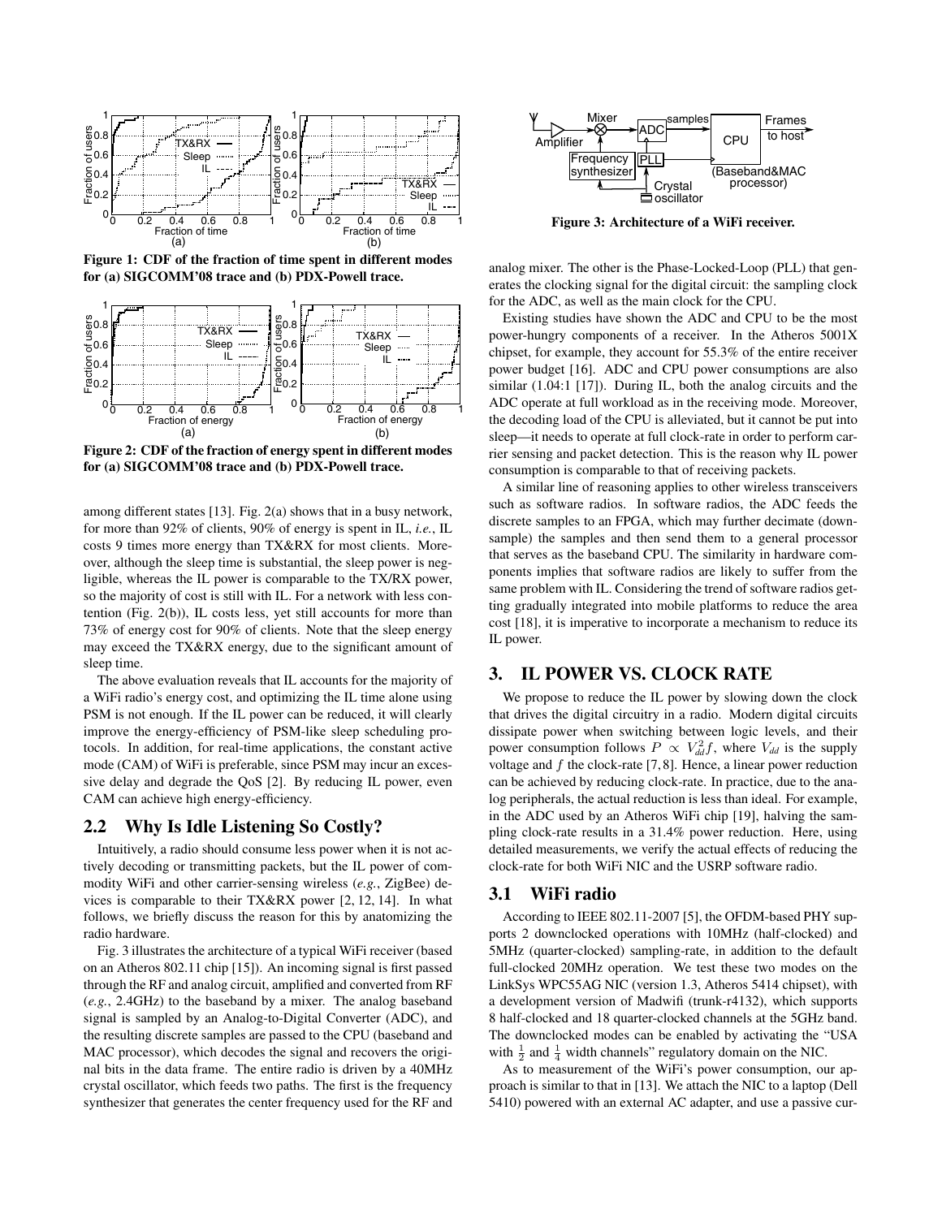Figure 1: CDF of the fraction of time spent in different modes for (a) SIGCOMM'08 trace and (b) PDX-Powell trace.

Figure 2: CDF of the fraction of energy spent in different modes for (a) SIGCOMM'08 trace and (b) PDX-Powell trace.

among different states [13]. Fig. 2(a) shows that in a busy network, for more than 92% of clients, 90% of energy is spent in IL, *i.e.*, IL costs 9 times more energy than TX&RX for most clients. Moreover, although the sleep time is substantial, the sleep power is negligible, whereas the IL power is comparable to the TX/RX power, so the majority of cost is still with IL. For a network with less contention (Fig. 2(b)), IL costs less, yet still accounts for more than 73% of energy cost for 90% of clients. Note that the sleep energy may exceed the TX&RX energy, due to the significant amount of sleep time.

The above evaluation reveals that IL accounts for the majority of a WiFi radio's energy cost, and optimizing the IL time alone using PSM is not enough. If the IL power can be reduced, it will clearly improve the energy-efficiency of PSM-like sleep scheduling protocols. In addition, for real-time applications, the constant active mode (CAM) of WiFi is preferable, since PSM may incur an excessive delay and degrade the QoS [2]. By reducing IL power, even CAM can achieve high energy-efficiency.

## 2.2 Why Is Idle Listening So Costly?

Intuitively, a radio should consume less power when it is not actively decoding or transmitting packets, but the IL power of commodity WiFi and other carrier-sensing wireless (*e.g.*, ZigBee) devices is comparable to their TX&RX power [2, 12, 14]. In what follows, we briefly discuss the reason for this by anatomizing the radio hardware.

Fig. 3 illustrates the architecture of a typical WiFi receiver (based on an Atheros 802.11 chip [15]). An incoming signal is first passed through the RF and analog circuit, amplified and converted from RF (*e.g.*, 2.4GHz) to the baseband by a mixer. The analog baseband signal is sampled by an Analog-to-Digital Converter (ADC), and the resulting discrete samples are passed to the CPU (baseband and MAC processor), which decodes the signal and recovers the original bits in the data frame. The entire radio is driven by a 40MHz crystal oscillator, which feeds two paths. The first is the frequency synthesizer that generates the center frequency used for the RF and analog mixer. The other is the Phase-Locked-Loop (PLL) that generates the clocking signal for the digital circuit: the sampling clock for the ADC, as well as the main clock for the CPU.

Figure 3: Architecture of a WiFi receiver.

Existing studies have shown the ADC and CPU to be the most power-hungry components of a receiver. In the Atheros 5001X chipset, for example, they account for 55.3% of the entire receiver power budget [16]. ADC and CPU power consumptions are also similar (1.04:1 [17]). During IL, both the analog circuits and the ADC operate at full workload as in the receiving mode. Moreover, the decoding load of the CPU is alleviated, but it cannot be put into sleep—it needs to operate at full clock-rate in order to perform carrier sensing and packet detection. This is the reason why IL power consumption is comparable to that of receiving packets.

A similar line of reasoning applies to other wireless transceivers such as software radios. In software radios, the ADC feeds the discrete samples to an FPGA, which may further decimate (downsample) the samples and then send them to a general processor that serves as the baseband CPU. The similarity in hardware components implies that software radios are likely to suffer from the same problem with IL. Considering the trend of software radios getting gradually integrated into mobile platforms to reduce the area cost [18], it is imperative to incorporate a mechanism to reduce its IL power.

# 3. IL POWER VS. CLOCK RATE

We propose to reduce the IL power by slowing down the clock that drives the digital circuitry in a radio. Modern digital circuits dissipate power when switching between logic levels, and their power consumption follows $P \propto V_{dd}^2 f$, where $V_{dd}$ is the supply voltage and $f$ the clock-rate [7, 8]. Hence, a linear power reduction can be achieved by reducing clock-rate. In practice, due to the analog peripherals, the actual reduction is less than ideal. For example, in the ADC used by an Atheros WiFi chip [19], halving the sampling clock-rate results in a 31.4% power reduction. Here, using detailed measurements, we verify the actual effects of reducing the clock-rate for both WiFi NIC and the USRP software radio.

## 3.1 WiFi radio

According to IEEE 802.11-2007 [5], the OFDM-based PHY supports 2 downclocked operations with 10MHz (half-clocked) and 5MHz (quarter-clocked) sampling-rate, in addition to the default full-clocked 20MHz operation. We test these two modes on the LinkSys WPC55AG NIC (version 1.3, Atheros 5414 chipset), with a development version of Madwifi (trunk-r4132), which supports 8 half-clocked and 18 quarter-clocked channels at the 5GHz band. The downclocked modes can be enabled by activating the "USA with $\frac{1}{2}$ and $\frac{1}{4}$ width channels" regulatory domain on the NIC.

As to measurement of the WiFi's power consumption, our approach is similar to that in [13]. We attach the NIC to a laptop (Dell 5410) powered with an external AC adapter, and use a passive cur-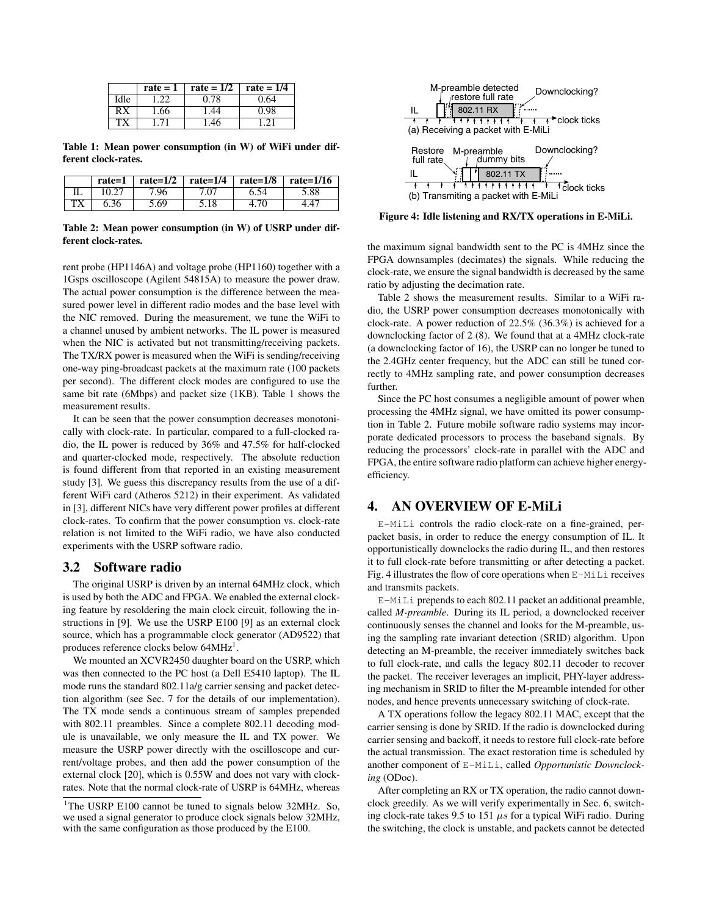|  | rate = 1 | rate = 1/2 | rate = 1/4 |
|---|---|---|---|
| Idle | 1.22 | 0.78 | 0.64 |
| RX | 1.66 | 1.44 | 0.98 |
| TX | 1.71 | 1.46 | 1.21 |

**Table 1: Mean power consumption (in W) of WiFi under different clock-rates.**

|  | rate=1 | rate=1/2 | rate=1/4 | rate=1/8 | rate=1/16 |
|---|---|---|---|---|---|
| IL | 10.27 | 7.96 | 7.07 | 6.54 | 5.88 |
| TX | 6.36 | 5.69 | 5.18 | 4.70 | 4.47 |

**Table 2: Mean power consumption (in W) of USRP under different clock-rates.**

rent probe (HP1146A) and voltage probe (HP1160) together with a 1Gsps oscilloscope (Agilent 54815A) to measure the power draw. The actual power consumption is the difference between the measured power level in different radio modes and the base level with the NIC removed. During the measurement, we tune the WiFi to a channel unused by ambient networks. The IL power is measured when the NIC is activated but not transmitting/receiving packets. The TX/RX power is measured when the WiFi is sending/receiving one-way ping-broadcast packets at the maximum rate (100 packets per second). The different clock modes are configured to use the same bit rate (6Mbps) and packet size (1KB). Table 1 shows the measurement results.

It can be seen that the power consumption decreases monotonically with clock-rate. In particular, compared to a full-clocked radio, the IL power is reduced by 36% and 47.5% for half-clocked and quarter-clocked mode, respectively. The absolute reduction is found different from that reported in an existing measurement study [3]. We guess this discrepancy results from the use of a different WiFi card (Atheros 5212) in their experiment. As validated in [3], different NICs have very different power profiles at different clock-rates. To confirm that the power consumption vs. clock-rate relation is not limited to the WiFi radio, we have also conducted experiments with the USRP software radio.

### 3.2 Software radio

The original USRP is driven by an internal 64MHz clock, which is used by both the ADC and FPGA. We enabled the external clocking feature by resoldering the main clock circuit, following the instructions in [9]. We use the USRP E100 [9] as an external clock source, which has a programmable clock generator (AD9522) that produces reference clocks below 64MHz[1].

We mounted an XCVR2450 daughter board on the USRP, which was then connected to the PC host (a Dell E5410 laptop). The IL mode runs the standard 802.11a/g carrier sensing and packet detection algorithm (see Sec. 7 for the details of our implementation). The TX mode sends a continuous stream of samples prepended with 802.11 preambles. Since a complete 802.11 decoding module is unavailable, we only measure the IL and TX power. We measure the USRP power directly with the oscilloscope and current/voltage probes, and then add the power consumption of the external clock [20], which is 0.55W and does not vary with clock-rates. Note that the normal clock-rate of USRP is 64MHz, whereas the maximum signal bandwidth sent to the PC is 4MHz since the FPGA downsamples (decimates) the signals. While reducing the clock-rate, we ensure the signal bandwidth is decreased by the same ratio by adjusting the decimation rate.

Table 2 shows the measurement results. Similar to a WiFi radio, the USRP power consumption decreases monotonically with clock-rate. A power reduction of 22.5% (36.3%) is achieved for a downclocking factor of 2 (8). We found that at a 4MHz clock-rate (a downclocking factor of 16), the USRP can no longer be tuned to the 2.4GHz center frequency, but the ADC can still be tuned correctly to 4MHz sampling rate, and power consumption decreases further.

Since the PC host consumes a negligible amount of power when processing the 4MHz signal, we have omitted its power consumption in Table 2. Future mobile software radio systems may incorporate dedicated processors to process the baseband signals. By reducing the processors' clock-rate in parallel with the ADC and FPGA, the entire software radio platform can achieve higher energy-efficiency.

[1]The USRP E100 cannot be tuned to signals below 32MHz. So, we used a signal generator to produce clock signals below 32MHz, with the same configuration as those produced by the E100.

**Figure 4: Idle listening and RX/TX operations in E-MiLi.**

## 4. AN OVERVIEW OF E-MiLi

E-MiLi controls the radio clock-rate on a fine-grained, per-packet basis, in order to reduce the energy consumption of IL. It opportunistically downclocks the radio during IL, and then restores it to full clock-rate before transmitting or after detecting a packet. Fig. 4 illustrates the flow of core operations when E-MiLi receives and transmits packets.

E-MiLi prepends to each 802.11 packet an additional preamble, called *M-preamble*. During its IL period, a downclocked receiver continuously senses the channel and looks for the M-preamble, using the sampling rate invariant detection (SRID) algorithm. Upon detecting an M-preamble, the receiver immediately switches back to full clock-rate, and calls the legacy 802.11 decoder to recover the packet. The receiver leverages an implicit, PHY-layer addressing mechanism in SRID to filter the M-preamble intended for other nodes, and hence prevents unnecessary switching of clock-rate.

A TX operations follow the legacy 802.11 MAC, except that the carrier sensing is done by SRID. If the radio is downclocked during carrier sensing and backoff, it needs to restore full clock-rate before the actual transmission. The exact restoration time is scheduled by another component of E-MiLi, called *Opportunistic Downclocking* (ODoc).

After completing an RX or TX operation, the radio cannot downclock greedily. As we will verify experimentally in Sec. 6, switching clock-rate takes 9.5 to 151 $\mu s$ for a typical WiFi radio. During the switching, the clock is unstable, and packets cannot be detected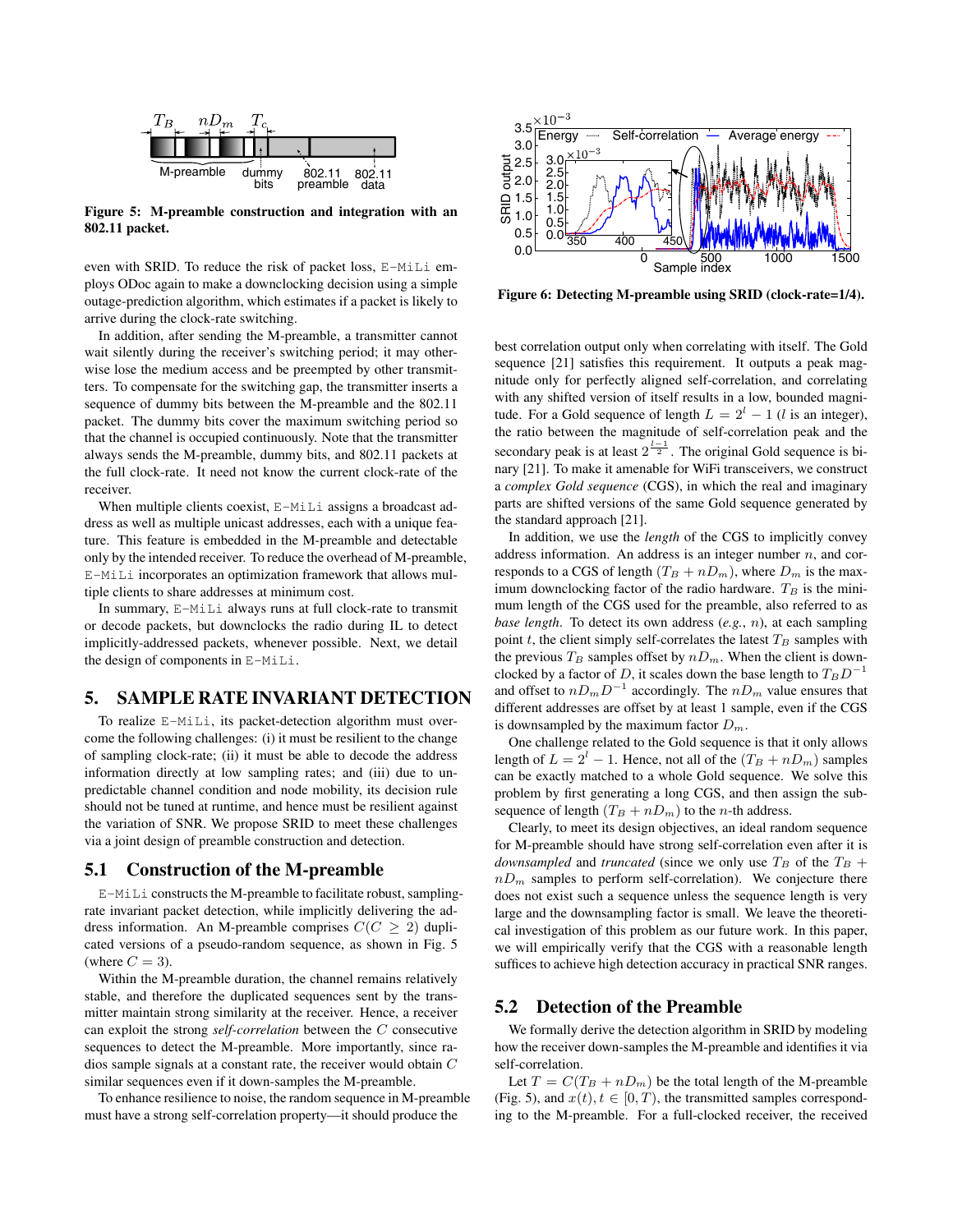$T_B$ $nD_m$ $T_c$

M-preamble dummy bits 802.11 preamble 802.11 data

**Figure 5: M-preamble construction and integration with an 802.11 packet.**

even with SRID. To reduce the risk of packet loss, E-MiLi employs ODoc again to make a downclocking decision using a simple outage-prediction algorithm, which estimates if a packet is likely to arrive during the clock-rate switching.

In addition, after sending the M-preamble, a transmitter cannot wait silently during the receiver's switching period; it may otherwise lose the medium access and be preempted by other transmitters. To compensate for the switching gap, the transmitter inserts a sequence of dummy bits between the M-preamble and the 802.11 packet. The dummy bits cover the maximum switching period so that the channel is occupied continuously. Note that the transmitter always sends the M-preamble, dummy bits, and 802.11 packets at the full clock-rate. It need not know the current clock-rate of the receiver.

When multiple clients coexist, E-MiLi assigns a broadcast address as well as multiple unicast addresses, each with a unique feature. This feature is embedded in the M-preamble and detectable only by the intended receiver. To reduce the overhead of M-preamble, E-MiLi incorporates an optimization framework that allows multiple clients to share addresses at minimum cost.

In summary, E-MiLi always runs at full clock-rate to transmit or decode packets, but downclocks the radio during IL to detect implicitly-addressed packets, whenever possible. Next, we detail the design of components in E-MiLi.

## 5. SAMPLE RATE INVARIANT DETECTION

To realize E-MiLi, its packet-detection algorithm must overcome the following challenges: (i) it must be resilient to the change of sampling clock-rate; (ii) it must be able to decode the address information directly at low sampling rates; and (iii) due to unpredictable channel condition and node mobility, its decision rule should not be tuned at runtime, and hence must be resilient against the variation of SNR. We propose SRID to meet these challenges via a joint design of preamble construction and detection.

### 5.1 Construction of the M-preamble

E-MiLi constructs the M-preamble to facilitate robust, sampling-rate invariant packet detection, while implicitly delivering the address information. An M-preamble comprises $C (C \geq 2)$ duplicated versions of a pseudo-random sequence, as shown in Fig. 5 (where $C = 3$).

Within the M-preamble duration, the channel remains relatively stable, and therefore the duplicated sequences sent by the transmitter maintain strong similarity at the receiver. Hence, a receiver can exploit the strong *self-correlation* between the $C$ consecutive sequences to detect the M-preamble. More importantly, since radios sample signals at a constant rate, the receiver would obtain $C$ similar sequences even if it down-samples the M-preamble.

To enhance resilience to noise, the random sequence in M-preamble must have a strong self-correlation property—it should produce the best correlation output only when correlating with itself. The Gold sequence [21] satisfies this requirement. It outputs a peak magnitude only for perfectly aligned self-correlation, and correlating with any shifted version of itself results in a low, bounded magnitude. For a Gold sequence of length $L = 2^l - 1$ ($l$ is an integer), the ratio between the magnitude of self-correlation peak and the secondary peak is at least $2^{\frac{l-1}{2}}$. The original Gold sequence is binary [21]. To make it amenable for WiFi transceivers, we construct a *complex Gold sequence* (CGS), in which the real and imaginary parts are shifted versions of the same Gold sequence generated by the standard approach [21].

In addition, we use the *length* of the CGS to implicitly convey address information. An address is an integer number $n$, and corresponds to a CGS of length $(T_B + nD_m)$, where $D_m$ is the maximum downclocking factor of the radio hardware. $T_B$ is the minimum length of the CGS used for the preamble, also referred to as *base length*. To detect its own address (*e.g.*, $n$), at each sampling point $t$, the client simply self-correlates the latest $T_B$ samples with the previous $T_B$ samples offset by $nD_m$. When the client is downclocked by a factor of $D$, it scales down the base length to $T_B D^{-1}$ and offset to $nD_m D^{-1}$ accordingly. The $nD_m$ value ensures that different addresses are offset by at least 1 sample, even if the CGS is downsampled by the maximum factor $D_m$.

One challenge related to the Gold sequence is that it only allows length of $L = 2^l - 1$. Hence, not all of the $(T_B + nD_m)$ samples can be exactly matched to a whole Gold sequence. We solve this problem by first generating a long CGS, and then assign the subsequence of length $(T_B + nD_m)$ to the $n$-th address.

Clearly, to meet its design objectives, an ideal random sequence for M-preamble should have strong self-correlation even after it is *downsampled* and *truncated* (since we only use $T_B$ of the $T_B + nD_m$ samples to perform self-correlation). We conjecture there does not exist such a sequence unless the sequence length is very large and the downsampling factor is small. We leave the theoretical investigation of this problem as our future work. In this paper, we will empirically verify that the CGS with a reasonable length suffices to achieve high detection accuracy in practical SNR ranges.

$\times 10^{-3}$
3.5
3.0
2.5
2.0
1.5
1.0
0.5
0.0
SRID output
Energy Self-correlation Average energy
$\times 10^{-3}$
3.0
2.5
2.0
1.5
1.0
0.5
0.0
350 400 450
0 500 1000 1500
Sample index

**Figure 6: Detecting M-preamble using SRID (clock-rate=1/4).**

### 5.2 Detection of the Preamble

We formally derive the detection algorithm in SRID by modeling how the receiver down-samples the M-preamble and identifies it via self-correlation.

Let $T = C(T_B + nD_m)$ be the total length of the M-preamble (Fig. 5), and $x(t), t \in [0, T)$, the transmitted samples corresponding to the M-preamble. For a full-clocked receiver, the received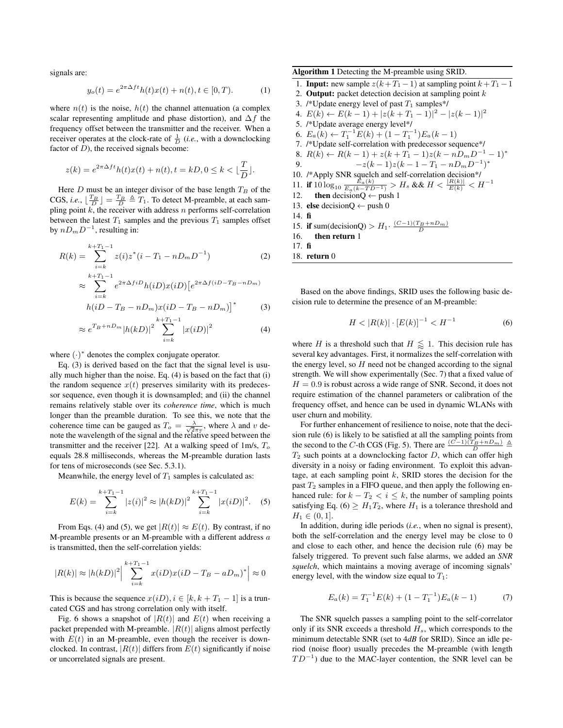signals are:

$$y_o(t) = e^{2\pi \Delta f t} h(t)x(t) + n(t), t \in [0, T). \tag{1}$$

where $n(t)$ is the noise, $h(t)$ the channel attenuation (a complex scalar representing amplitude and phase distortion), and $\Delta f$ the frequency offset between the transmitter and the receiver. When a receiver operates at the clock-rate of $\frac{1}{D}$ (*i.e.*, with a downclocking factor of $D$), the received signals become:

$$z(k) = e^{2\pi \Delta f t} h(t)x(t) + n(t), t = kD, 0 \leq k < \lfloor \frac{T}{D} \rfloor.$$

Here $D$ must be an integer divisor of the base length $T_B$ of the CGS, *i.e.*, $\lfloor \frac{T_B}{D} \rfloor = \frac{T_B}{D} \triangleq T_1$. To detect M-preamble, at each sampling point $k$, the receiver with address $n$ performs self-correlation between the latest $T_1$ samples and the previous $T_1$ samples offset by $nD_mD^{-1}$, resulting in:

$$R(k) = \sum_{i=k}^{k+T_1-1} z(i)z^*(i - T_1 - nD_mD^{-1}) \tag{2}$$

$$\approx \sum_{i=k}^{k+T_1-1} e^{2\pi \Delta f iD} h(iD)x(iD)\big[e^{2\pi \Delta f(iD - T_B - nD_m)}$$

$$h(iD - T_B - nD_m)x(iD - T_B - nD_m)\big]^* \tag{3}$$

$$\approx e^{T_B + nD_m} |h(kD)|^2 \sum_{i=k}^{k+T_1-1} |x(iD)|^2 \tag{4}$$

where $(\cdot)^*$ denotes the complex conjugate operator.

Eq. (3) is derived based on the fact that the signal level is usually much higher than the noise. Eq. (4) is based on the fact that (i) the random sequence $x(t)$ preserves similarity with its predecessor sequence, even though it is downsampled; and (ii) the channel remains relatively stable over its *coherence time*, which is much longer than the preamble duration. To see this, we note that the coherence time can be gauged as $T_o = \frac{\lambda}{\sqrt{2}\pi v}$, where $\lambda$ and $v$ denote the wavelength of the signal and the relative speed between the transmitter and the receiver [22]. At a walking speed of 1m/s, $T_o$ equals 28.8 milliseconds, whereas the M-preamble duration lasts for tens of microseconds (see Sec. 5.3.1).

Meanwhile, the energy level of $T_1$ samples is calculated as:

$$E(k) = \sum_{i=k}^{k+T_1-1} |z(i)|^2 \approx |h(kD)|^2 \sum_{i=k}^{k+T_1-1} |x(iD)|^2. \tag{5}$$

From Eqs. (4) and (5), we get $|R(t)| \approx E(t)$. By contrast, if no M-preamble presents or an M-preamble with a different address $a$ is transmitted, then the self-correlation yields:

$$|R(k)| \approx |h(kD)|^2 \Big| \sum_{i=k}^{k+T_1-1} x(iD)x(iD - T_B - aD_m)^* \Big| \approx 0$$

This is because the sequence $x(iD), i \in [k, k + T_1 - 1]$ is a truncated CGS and has strong correlation only with itself.

Fig. 6 shows a snapshot of $|R(t)|$ and $E(t)$ when receiving a packet prepended with M-preamble. $|R(t)|$ aligns almost perfectly with $E(t)$ in an M-preamble, even though the receiver is downclocked. In contrast, $|R(t)|$ differs from $E(t)$ significantly if noise or uncorrelated signals are present.

**Algorithm 1** Detecting the M-preamble using SRID.

```
1. Input: new sample z(k+T1−1) at sampling point k+T1−1
2. Output: packet detection decision at sampling point k
3. /*Update energy level of past T1 samples*/
4. E(k) ← E(k−1) + |z(k+T1−1)|^2 − |z(k−1)|^2
5. /*Update average energy level*/
6. Ea(k) ← T1^{-1} E(k) + (1 − T1^{-1}) Ea(k−1)
7. /*Update self-correlation with predecessor sequence*/
8. R(k) ← R(k−1) + z(k+T1−1) z(k − nDm D^{-1} − 1)*
9.          − z(k−1) z(k − 1 − T1 − nDm D^{-1})*
10. /*Apply SNR squelch and self-correlation decision*/
11. if 10 log10 (Ea(k) / Ea(k − T D^{-1})) > Hs && H < |R(k)|/E(k) < H^{-1}
12.    then decisionQ ← push 1
13. else decisionQ ← push 0
14. fi
15. if sum(decisionQ) > H1 · (C−1)(TB + nDm)/D
16.    then return 1
17. fi
18. return 0
```

Based on the above findings, SRID uses the following basic decision rule to determine the presence of an M-preamble:

$$H < |R(k)| \cdot [E(k)]^{-1} < H^{-1} \tag{6}$$

where $H$ is a threshold such that $H \lessapprox 1$. This decision rule has several key advantages. First, it normalizes the self-correlation with the energy level, so $H$ need not be changed according to the signal strength. We will show experimentally (Sec. 7) that a fixed value of $H = 0.9$ is robust across a wide range of SNR. Second, it does not require estimation of the channel parameters or calibration of the frequency offset, and hence can be used in dynamic WLANs with user churn and mobility.

For further enhancement of resilience to noise, note that the decision rule (6) is likely to be satisfied at all the sampling points from the second to the $C$-th CGS (Fig. 5). There are $\frac{(C-1)(T_B+nD_m)}{D} \triangleq T_2$ such points at a downclocking factor $D$, which can offer high diversity in a noisy or fading environment. To exploit this advantage, at each sampling point $k$, SRID stores the decision for the past $T_2$ samples in a FIFO queue, and then apply the following enhanced rule: for $k - T_2 < i \leq k$, the number of sampling points satisfying Eq. (6) $\geq H_1 T_2$, where $H_1$ is a tolerance threshold and $H_1 \in (0, 1]$.

In addition, during idle periods (*i.e.*, when no signal is present), both the self-correlation and the energy level may be close to 0 and close to each other, and hence the decision rule (6) may be falsely triggered. To prevent such false alarms, we added an ***SNR squelch***, which maintains a moving average of incoming signals' energy level, with the window size equal to $T_1$:

$$E_a(k) = T_1^{-1} E(k) + (1 - T_1^{-1}) E_a(k-1) \tag{7}$$

The SNR squelch passes a sampling point to the self-correlator only if its SNR exceeds a threshold $H_s$, which corresponds to the minimum detectable SNR (set to 4*dB* for SRID). Since an idle period (noise floor) usually precedes the M-preamble (with length $TD^{-1}$) due to the MAC-layer contention, the SNR level can be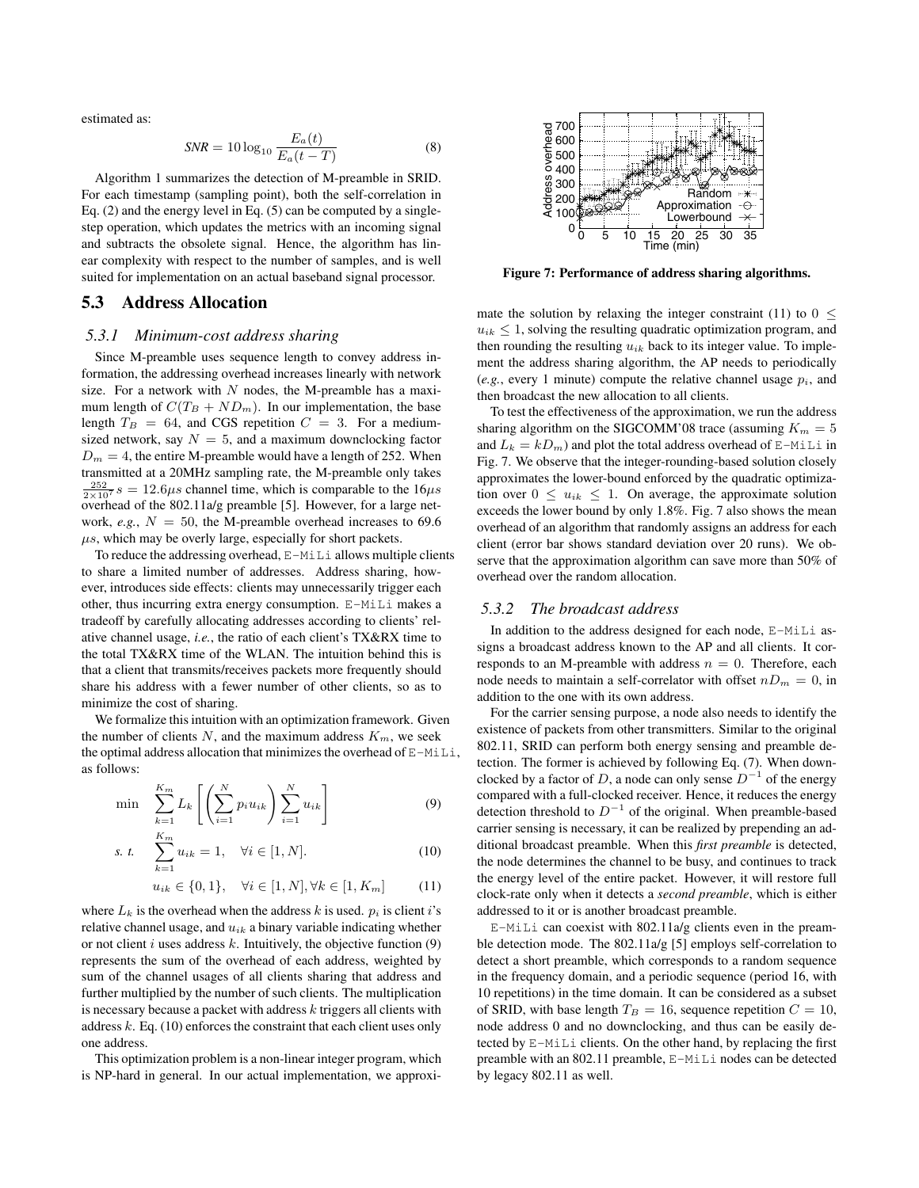estimated as:

$$SNR = 10 \log_{10} \frac{E_a(t)}{E_a(t-T)} \tag{8}$$

Algorithm 1 summarizes the detection of M-preamble in SRID. For each timestamp (sampling point), both the self-correlation in Eq. (2) and the energy level in Eq. (5) can be computed by a single-step operation, which updates the metrics with an incoming signal and subtracts the obsolete signal. Hence, the algorithm has linear complexity with respect to the number of samples, and is well suited for implementation on an actual baseband signal processor.

## 5.3 Address Allocation

### 5.3.1 Minimum-cost address sharing

Since M-preamble uses sequence length to convey address information, the addressing overhead increases linearly with network size. For a network with $N$ nodes, the M-preamble has a maximum length of $C(T_B + ND_m)$. In our implementation, the base length $T_B = 64$, and CGS repetition $C = 3$. For a medium-sized network, say $N = 5$, and a maximum downclocking factor $D_m = 4$, the entire M-preamble would have a length of 252. When transmitted at a 20MHz sampling rate, the M-preamble only takes $\frac{252}{2\times 10^7}s = 12.6\mu s$ channel time, which is comparable to the $16\mu s$ overhead of the 802.11a/g preamble [5]. However, for a large network, *e.g.*, $N = 50$, the M-preamble overhead increases to 69.6 $\mu s$, which may be overly large, especially for short packets.

To reduce the addressing overhead, E-MiLi allows multiple clients to share a limited number of addresses. Address sharing, however, introduces side effects: clients may unnecessarily trigger each other, thus incurring extra energy consumption. E-MiLi makes a tradeoff by carefully allocating addresses according to clients' relative channel usage, *i.e.*, the ratio of each client's TX&RX time to the total TX&RX time of the WLAN. The intuition behind this is that a client that transmits/receives packets more frequently should share his address with a fewer number of other clients, so as to minimize the cost of sharing.

We formalize this intuition with an optimization framework. Given the number of clients $N$, and the maximum address $K_m$, we seek the optimal address allocation that minimizes the overhead of E-MiLi, as follows:

$$\min \quad \sum_{k=1}^{K_m} L_k \left[ \left( \sum_{i=1}^{N} p_i u_{ik} \right) \sum_{i=1}^{N} u_{ik} \right] \tag{9}$$

$$s.\ t. \quad \sum_{k=1}^{K_m} u_{ik} = 1, \quad \forall i \in [1, N]. \tag{10}$$

$$u_{ik} \in \{0, 1\}, \quad \forall i \in [1, N], \forall k \in [1, K_m] \tag{11}$$

where $L_k$ is the overhead when the address $k$ is used. $p_i$ is client $i$'s relative channel usage, and $u_{ik}$ a binary variable indicating whether or not client $i$ uses address $k$. Intuitively, the objective function (9) represents the sum of the overhead of each address, weighted by sum of the channel usages of all clients sharing that address and further multiplied by the number of such clients. The multiplication is necessary because a packet with address $k$ triggers all clients with address $k$. Eq. (10) enforces the constraint that each client uses only one address.

This optimization problem is a non-linear integer program, which is NP-hard in general. In our actual implementation, we approximate the solution by relaxing the integer constraint (11) to $0 \leq u_{ik} \leq 1$, solving the resulting quadratic optimization program, and then rounding the resulting $u_{ik}$ back to its integer value. To implement the address sharing algorithm, the AP needs to periodically (*e.g.*, every 1 minute) compute the relative channel usage $p_i$, and then broadcast the new allocation to all clients.

**Figure 7: Performance of address sharing algorithms.**

To test the effectiveness of the approximation, we run the address sharing algorithm on the SIGCOMM'08 trace (assuming $K_m = 5$ and $L_k = kD_m$) and plot the total address overhead of E-MiLi in Fig. 7. We observe that the integer-rounding-based solution closely approximates the lower-bound enforced by the quadratic optimization over $0 \leq u_{ik} \leq 1$. On average, the approximate solution exceeds the lower bound by only 1.8%. Fig. 7 also shows the mean overhead of an algorithm that randomly assigns an address for each client (error bar shows standard deviation over 20 runs). We observe that the approximation algorithm can save more than 50% of overhead over the random allocation.

### 5.3.2 The broadcast address

In addition to the address designed for each node, E-MiLi assigns a broadcast address known to the AP and all clients. It corresponds to an M-preamble with address $n = 0$. Therefore, each node needs to maintain a self-correlator with offset $nD_m = 0$, in addition to the one with its own address.

For the carrier sensing purpose, a node also needs to identify the existence of packets from other transmitters. Similar to the original 802.11, SRID can perform both energy sensing and preamble detection. The former is achieved by following Eq. (7). When downclocked by a factor of $D$, a node can only sense $D^{-1}$ of the energy compared with a full-clocked receiver. Hence, it reduces the energy detection threshold to $D^{-1}$ of the original. When preamble-based carrier sensing is necessary, it can be realized by prepending an additional broadcast preamble. When this ***first preamble*** is detected, the node determines the channel to be busy, and continues to track the energy level of the entire packet. However, it will restore full clock-rate only when it detects a ***second preamble***, which is either addressed to it or is another broadcast preamble.

E-MiLi can coexist with 802.11a/g clients even in the preamble detection mode. The 802.11a/g [5] employs self-correlation to detect a short preamble, which corresponds to a random sequence in the frequency domain, and a periodic sequence (period 16, with 10 repetitions) in the time domain. It can be considered as a subset of SRID, with base length $T_B = 16$, sequence repetition $C = 10$, node address 0 and no downclocking, and thus can be easily detected by E-MiLi clients. On the other hand, by replacing the first preamble with an 802.11 preamble, E-MiLi nodes can be detected by legacy 802.11 as well.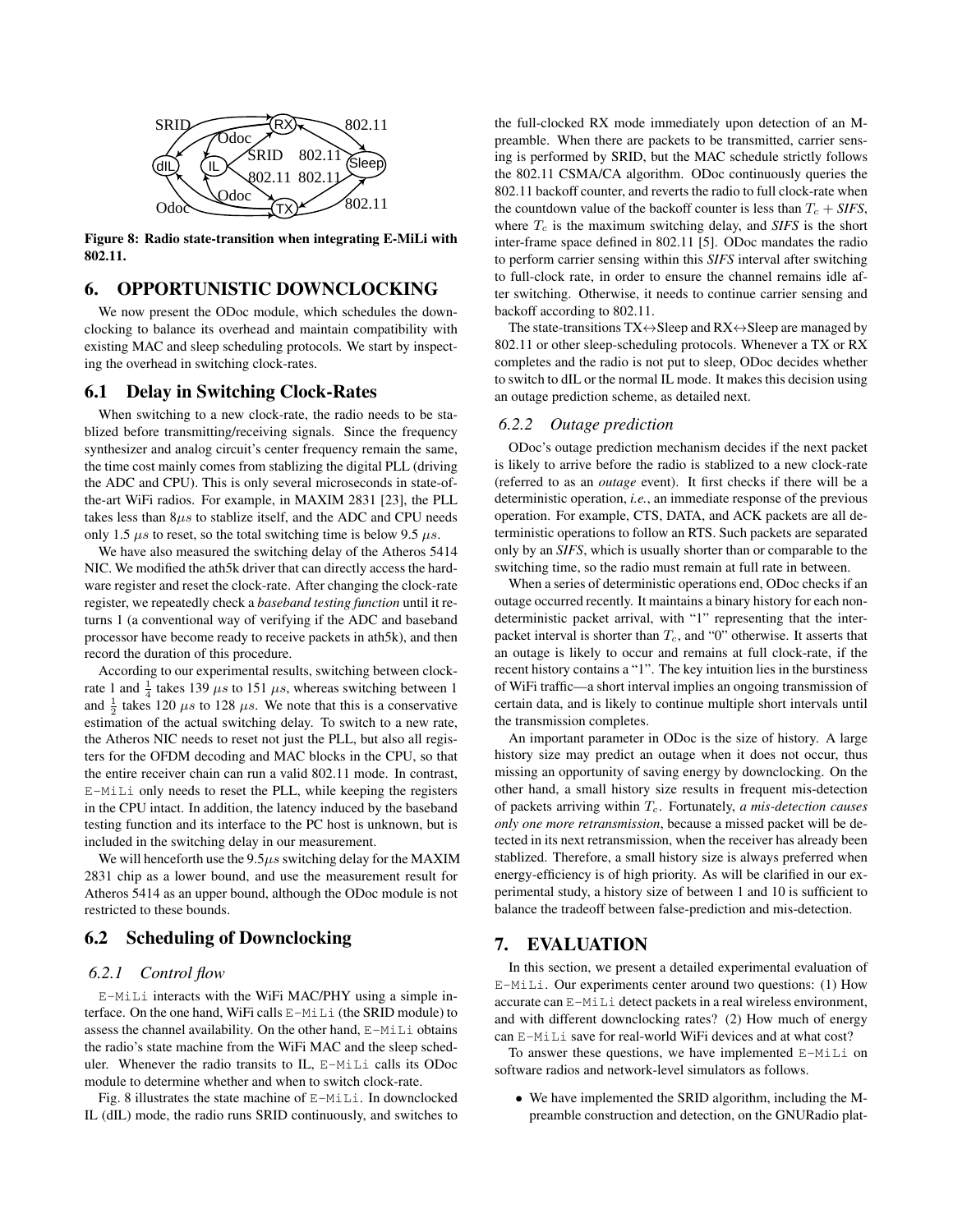Figure 8: Radio state-transition when integrating E-MiLi with 802.11.

## 6. OPPORTUNISTIC DOWNCLOCKING

We now present the ODoc module, which schedules the downclocking to balance its overhead and maintain compatibility with existing MAC and sleep scheduling protocols. We start by inspecting the overhead in switching clock-rates.

### 6.1 Delay in Switching Clock-Rates

When switching to a new clock-rate, the radio needs to be stablized before transmitting/receiving signals. Since the frequency synthesizer and analog circuit's center frequency remain the same, the time cost mainly comes from stablizing the digital PLL (driving the ADC and CPU). This is only several microseconds in state-of-the-art WiFi radios. For example, in MAXIM 2831 [23], the PLL takes less than $8\mu s$ to stablize itself, and the ADC and CPU needs only 1.5 $\mu s$ to reset, so the total switching time is below 9.5 $\mu s$.

We have also measured the switching delay of the Atheros 5414 NIC. We modified the ath5k driver that can directly access the hardware register and reset the clock-rate. After changing the clock-rate register, we repeatedly check a *baseband testing function* until it returns 1 (a conventional way of verifying if the ADC and baseband processor have become ready to receive packets in ath5k), and then record the duration of this procedure.

According to our experimental results, switching between clock-rate 1 and $\frac{1}{4}$ takes 139 $\mu s$ to 151 $\mu s$, whereas switching between 1 and $\frac{1}{2}$ takes 120 $\mu s$ to 128 $\mu s$. We note that this is a conservative estimation of the actual switching delay. To switch to a new rate, the Atheros NIC needs to reset not just the PLL, but also all registers for the OFDM decoding and MAC blocks in the CPU, so that the entire receiver chain can run a valid 802.11 mode. In contrast, E-MiLi only needs to reset the PLL, while keeping the registers in the CPU intact. In addition, the latency induced by the baseband testing function and its interface to the PC host is unknown, but is included in the switching delay in our measurement.

We will henceforth use the $9.5\mu s$ switching delay for the MAXIM 2831 chip as a lower bound, and use the measurement result for Atheros 5414 as an upper bound, although the ODoc module is not restricted to these bounds.

### 6.2 Scheduling of Downclocking

#### 6.2.1 Control flow

E-MiLi interacts with the WiFi MAC/PHY using a simple interface. On the one hand, WiFi calls E-MiLi (the SRID module) to assess the channel availability. On the other hand, E-MiLi obtains the radio's state machine from the WiFi MAC and the sleep scheduler. Whenever the radio transits to IL, E-MiLi calls its ODoc module to determine whether and when to switch clock-rate.

Fig. 8 illustrates the state machine of E-MiLi. In downclocked IL (dIL) mode, the radio runs SRID continuously, and switches to the full-clocked RX mode immediately upon detection of an M-preamble. When there are packets to be transmitted, carrier sensing is performed by SRID, but the MAC schedule strictly follows the 802.11 CSMA/CA algorithm. ODoc continuously queries the 802.11 backoff counter, and reverts the radio to full clock-rate when the countdown value of the backoff counter is less than $T_c$ + *SIFS*, where $T_c$ is the maximum switching delay, and *SIFS* is the short inter-frame space defined in 802.11 [5]. ODoc mandates the radio to perform carrier sensing within this *SIFS* interval after switching to full-clock rate, in order to ensure the channel remains idle after switching. Otherwise, it needs to continue carrier sensing and backoff according to 802.11.

The state-transitions TX↔Sleep and RX↔Sleep are managed by 802.11 or other sleep-scheduling protocols. Whenever a TX or RX completes and the radio is not put to sleep, ODoc decides whether to switch to dIL or the normal IL mode. It makes this decision using an outage prediction scheme, as detailed next.

#### 6.2.2 Outage prediction

ODoc's outage prediction mechanism decides if the next packet is likely to arrive before the radio is stablized to a new clock-rate (referred to as an *outage* event). It first checks if there will be a deterministic operation, *i.e.*, an immediate response of the previous operation. For example, CTS, DATA, and ACK packets are all deterministic operations to follow an RTS. Such packets are separated only by an *SIFS*, which is usually shorter than or comparable to the switching time, so the radio must remain at full rate in between.

When a series of deterministic operations end, ODoc checks if an outage occurred recently. It maintains a binary history for each non-deterministic packet arrival, with "1" representing that the inter-packet interval is shorter than $T_c$, and "0" otherwise. It asserts that an outage is likely to occur and remains at full clock-rate, if the recent history contains a "1". The key intuition lies in the burstiness of WiFi traffic—a short interval implies an ongoing transmission of certain data, and is likely to continue multiple short intervals until the transmission completes.

An important parameter in ODoc is the size of history. A large history size may predict an outage when it does not occur, thus missing an opportunity of saving energy by downclocking. On the other hand, a small history size results in frequent mis-detection of packets arriving within $T_c$. Fortunately, *a mis-detection causes only one more retransmission*, because a missed packet will be detected in its next retransmission, when the receiver has already been stablized. Therefore, a small history size is always preferred when energy-efficiency is of high priority. As will be clarified in our experimental study, a history size of between 1 and 10 is sufficient to balance the tradeoff between false-prediction and mis-detection.

## 7. EVALUATION

In this section, we present a detailed experimental evaluation of E-MiLi. Our experiments center around two questions: (1) How accurate can E-MiLi detect packets in a real wireless environment, and with different downclocking rates? (2) How much of energy can E-MiLi save for real-world WiFi devices and at what cost?

To answer these questions, we have implemented E-MiLi on software radios and network-level simulators as follows.

- We have implemented the SRID algorithm, including the M-preamble construction and detection, on the GNURadio plat-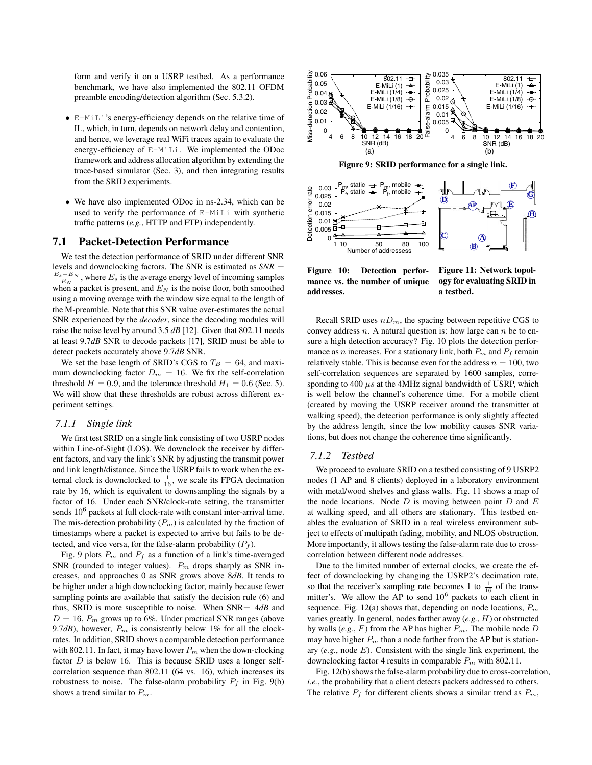form and verify it on a USRP testbed. As a performance benchmark, we have also implemented the 802.11 OFDM preamble encoding/detection algorithm (Sec. 5.3.2).

- E-MiLi's energy-efficiency depends on the relative time of IL, which, in turn, depends on network delay and contention, and hence, we leverage real WiFi traces again to evaluate the energy-efficiency of E-MiLi. We implemented the ODoc framework and address allocation algorithm by extending the trace-based simulator (Sec. 3), and then integrating results from the SRID experiments.

- We have also implemented ODoc in ns-2.34, which can be used to verify the performance of E-MiLi with synthetic traffic patterns (*e.g.*, HTTP and FTP) independently.

## 7.1 Packet-Detection Performance

We test the detection performance of SRID under different SNR levels and downclocking factors. The SNR is estimated as $SNR = \frac{E_s - E_N}{E_N}$, where $E_s$ is the average energy level of incoming samples when a packet is present, and $E_N$ is the noise floor, both smoothed using a moving average with the window size equal to the length of the M-preamble. Note that this SNR value over-estimates the actual SNR experienced by the *decoder*, since the decoding modules will raise the noise level by around 3.5 *dB* [12]. Given that 802.11 needs at least 9.7*dB* SNR to decode packets [17], SRID must be able to detect packets accurately above 9.7*dB* SNR.

We set the base length of SRID's CGS to $T_B = 64$, and maximum downclocking factor $D_m = 16$. We fix the self-correlation threshold $H = 0.9$, and the tolerance threshold $H_1 = 0.6$ (Sec. 5). We will show that these thresholds are robust across different experiment settings.

### 7.1.1 Single link

We first test SRID on a single link consisting of two USRP nodes within Line-of-Sight (LOS). We downclock the receiver by different factors, and vary the link's SNR by adjusting the transmit power and link length/distance. Since the USRP fails to work when the external clock is downclocked to $\frac{1}{16}$, we scale its FPGA decimation rate by 16, which is equivalent to downsampling the signals by a factor of 16. Under each SNR/clock-rate setting, the transmitter sends $10^6$ packets at full clock-rate with constant inter-arrival time. The mis-detection probability ($P_m$) is calculated by the fraction of timestamps where a packet is expected to arrive but fails to be detected, and vice versa, for the false-alarm probability ($P_f$).

Fig. 9 plots $P_m$ and $P_f$ as a function of a link's time-averaged SNR (rounded to integer values). $P_m$ drops sharply as SNR increases, and approaches 0 as SNR grows above 8*dB*. It tends to be higher under a high downclocking factor, mainly because fewer sampling points are available that satisfy the decision rule (6) and thus, SRID is more susceptible to noise. When SNR$=$ 4*dB* and $D = 16$, $P_m$ grows up to 6%. Under practical SNR ranges (above 9.7*dB*), however, $P_m$ is consistently below 1% for all the clock-rates. In addition, SRID shows a comparable detection performance with 802.11. In fact, it may have lower $P_m$ when the down-clocking factor $D$ is below 16. This is because SRID uses a longer self-correlation sequence than 802.11 (64 vs. 16), which increases its robustness to noise. The false-alarm probability $P_f$ in Fig. 9(b) shows a trend similar to $P_m$.

**Figure 9: SRID performance for a single link.**

**Figure 10: Detection performance vs. the number of unique addresses.**

**Figure 11: Network topology for evaluating SRID in a testbed.**

Recall SRID uses $nD_m$, the spacing between repetitive CGS to convey address $n$. A natural question is: how large can $n$ be to ensure a high detection accuracy? Fig. 10 plots the detection performance as $n$ increases. For a stationary link, both $P_m$ and $P_f$ remain relatively stable. This is because even for the address $n = 100$, two self-correlation sequences are separated by 1600 samples, corresponding to 400 $\mu s$ at the 4MHz signal bandwidth of USRP, which is well below the channel's coherence time. For a mobile client (created by moving the USRP receiver around the transmitter at walking speed), the detection performance is only slightly affected by the address length, since the low mobility causes SNR variations, but does not change the coherence time significantly.

### 7.1.2 Testbed

We proceed to evaluate SRID on a testbed consisting of 9 USRP2 nodes (1 AP and 8 clients) deployed in a laboratory environment with metal/wood shelves and glass walls. Fig. 11 shows a map of the node locations. Node $D$ is moving between point $D$ and $E$ at walking speed, and all others are stationary. This testbed enables the evaluation of SRID in a real wireless environment subject to effects of multipath fading, mobility, and NLOS obstruction. More importantly, it allows testing the false-alarm rate due to cross-correlation between different node addresses.

Due to the limited number of external clocks, we create the effect of downclocking by changing the USRP2's decimation rate, so that the receiver's sampling rate becomes 1 to $\frac{1}{16}$ of the transmitter's. We allow the AP to send $10^6$ packets to each client in sequence. Fig. 12(a) shows that, depending on node locations, $P_m$ varies greatly. In general, nodes farther away (*e.g.*, $H$) or obstructed by walls (*e.g.*, $F$) from the AP has higher $P_m$. The mobile node $D$ may have higher $P_m$ than a node farther from the AP but is stationary (*e.g.*, node $E$). Consistent with the single link experiment, the downclocking factor 4 results in comparable $P_m$ with 802.11.

Fig. 12(b) shows the false-alarm probability due to cross-correlation, *i.e.*, the probability that a client detects packets addressed to others. The relative $P_f$ for different clients shows a similar trend as $P_m$,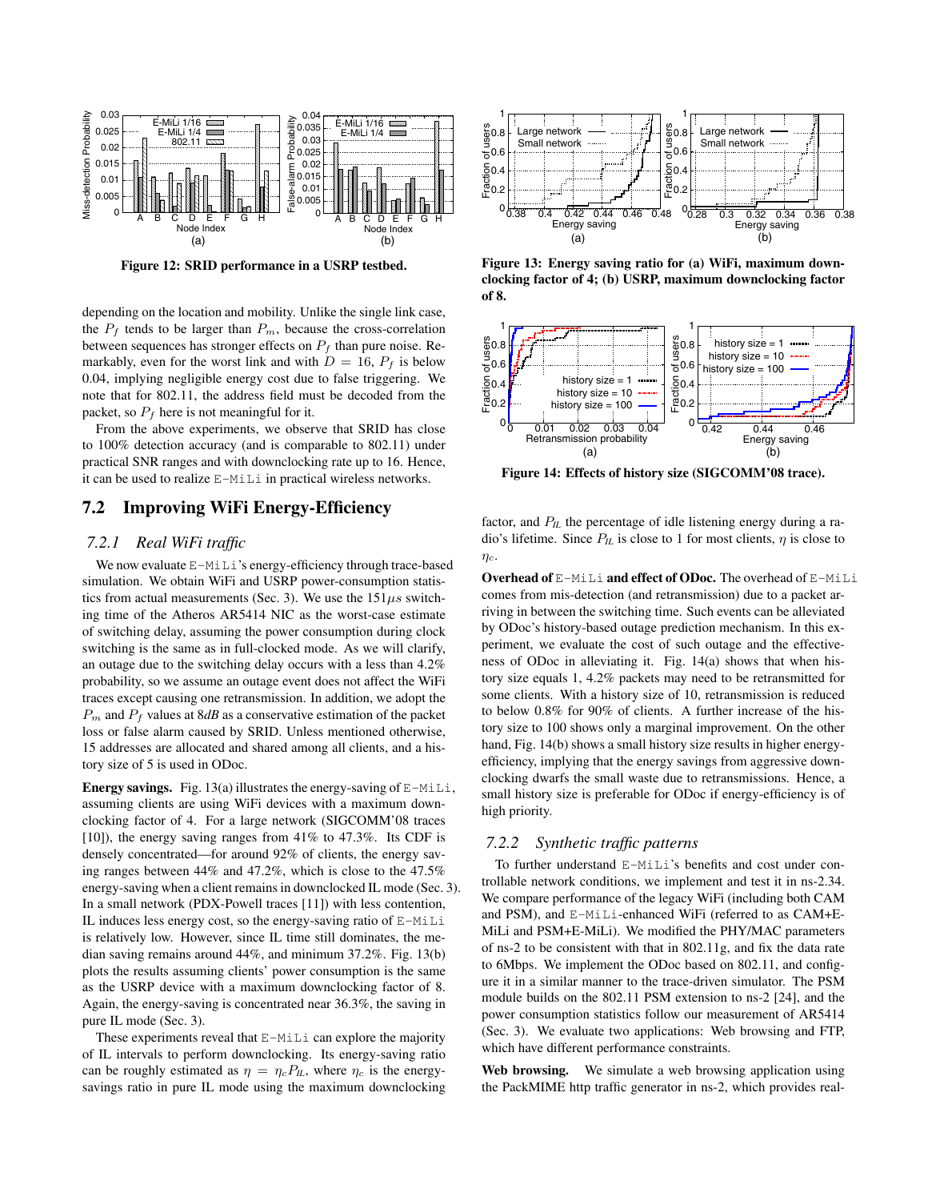Figure 12: SRID performance in a USRP testbed.

depending on the location and mobility. Unlike the single link case, the $P_f$ tends to be larger than $P_m$, because the cross-correlation between sequences has stronger effects on $P_f$ than pure noise. Remarkably, even for the worst link and with $D = 16$, $P_f$ is below 0.04, implying negligible energy cost due to false triggering. We note that for 802.11, the address field must be decoded from the packet, so $P_f$ here is not meaningful for it.

From the above experiments, we observe that SRID has close to 100% detection accuracy (and is comparable to 802.11) under practical SNR ranges and with downclocking rate up to 16. Hence, it can be used to realize E-MiLi in practical wireless networks.

## 7.2 Improving WiFi Energy-Efficiency

### 7.2.1 Real WiFi traffic

We now evaluate E-MiLi's energy-efficiency through trace-based simulation. We obtain WiFi and USRP power-consumption statistics from actual measurements (Sec. 3). We use the $151\mu s$ switching time of the Atheros AR5414 NIC as the worst-case estimate of switching delay, assuming the power consumption during clock switching is the same as in full-clocked mode. As we will clarify, an outage due to the switching delay occurs with a less than 4.2% probability, so we assume an outage event does not affect the WiFi traces except causing one retransmission. In addition, we adopt the $P_m$ and $P_f$ values at 8*dB* as a conservative estimation of the packet loss or false alarm caused by SRID. Unless mentioned otherwise, 15 addresses are allocated and shared among all clients, and a history size of 5 is used in ODoc.

**Energy savings.** Fig. 13(a) illustrates the energy-saving of E-MiLi, assuming clients are using WiFi devices with a maximum downclocking factor of 4. For a large network (SIGCOMM'08 traces [10]), the energy saving ranges from 41% to 47.3%. Its CDF is densely concentrated—for around 92% of clients, the energy saving ranges between 44% and 47.2%, which is close to the 47.5% energy-saving when a client remains in downclocked IL mode (Sec. 3). In a small network (PDX-Powell traces [11]) with less contention, IL induces less energy cost, so the energy-saving ratio of E-MiLi is relatively low. However, since IL time still dominates, the median saving remains around 44%, and minimum 37.2%. Fig. 13(b) plots the results assuming clients' power consumption is the same as the USRP device with a maximum downclocking factor of 8. Again, the energy-saving is concentrated near 36.3%, the saving in pure IL mode (Sec. 3).

These experiments reveal that E-MiLi can explore the majority of IL intervals to perform downclocking. Its energy-saving ratio can be roughly estimated as $\eta = \eta_c P_{IL}$, where $\eta_c$ is the energy-savings ratio in pure IL mode using the maximum downclocking factor, and $P_{IL}$ the percentage of idle listening energy during a radio's lifetime. Since $P_{IL}$ is close to 1 for most clients, $\eta$ is close to $\eta_c$.

Figure 13: Energy saving ratio for (a) WiFi, maximum downclocking factor of 4; (b) USRP, maximum downclocking factor of 8.

Figure 14: Effects of history size (SIGCOMM'08 trace).

**Overhead of E-MiLi and effect of ODoc.** The overhead of E-MiLi comes from mis-detection (and retransmission) due to a packet arriving in between the switching time. Such events can be alleviated by ODoc's history-based outage prediction mechanism. In this experiment, we evaluate the cost of such outage and the effectiveness of ODoc in alleviating it. Fig. 14(a) shows that when history size equals 1, 4.2% packets may need to be retransmitted for some clients. With a history size of 10, retransmission is reduced to below 0.8% for 90% of clients. A further increase of the history size to 100 shows only a marginal improvement. On the other hand, Fig. 14(b) shows a small history size results in higher energy-efficiency, implying that the energy savings from aggressive downclocking dwarfs the small waste due to retransmissions. Hence, a small history size is preferable for ODoc if energy-efficiency is of high priority.

### 7.2.2 Synthetic traffic patterns

To further understand E-MiLi's benefits and cost under controllable network conditions, we implement and test it in ns-2.34. We compare performance of the legacy WiFi (including both CAM and PSM), and E-MiLi-enhanced WiFi (referred to as CAM+E-MiLi and PSM+E-MiLi). We modified the PHY/MAC parameters of ns-2 to be consistent with that in 802.11g, and fix the data rate to 6Mbps. We implement the ODoc based on 802.11, and configure it in a similar manner to the trace-driven simulator. The PSM module builds on the 802.11 PSM extension to ns-2 [24], and the power consumption statistics follow our measurement of AR5414 (Sec. 3). We evaluate two applications: Web browsing and FTP, which have different performance constraints.

**Web browsing.** We simulate a web browsing application using the PackMIME http traffic generator in ns-2, which provides real-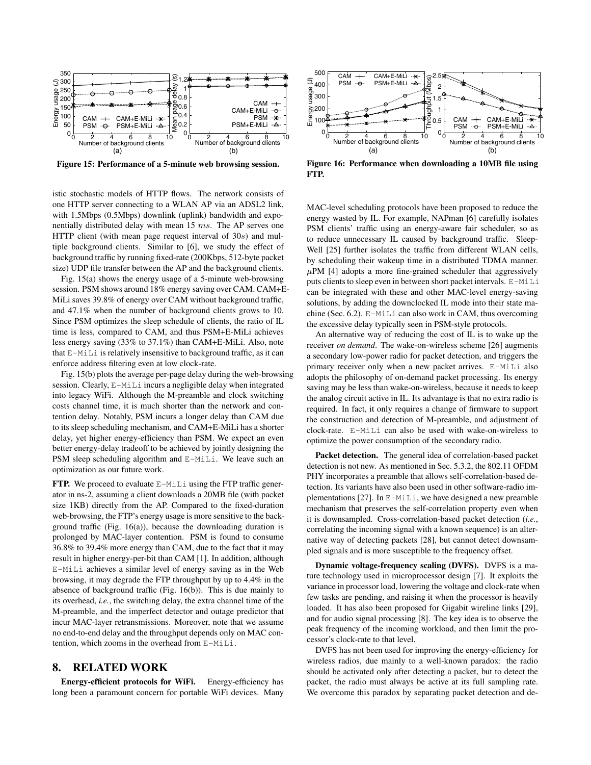Figure 15: Performance of a 5-minute web browsing session.

Figure 16: Performance when downloading a 10MB file using FTP.

istic stochastic models of HTTP flows. The network consists of one HTTP server connecting to a WLAN AP via an ADSL2 link, with 1.5Mbps (0.5Mbps) downlink (uplink) bandwidth and exponentially distributed delay with mean 15 $ms$. The AP serves one HTTP client (with mean page request interval of 30$s$) and multiple background clients. Similar to [6], we study the effect of background traffic by running fixed-rate (200Kbps, 512-byte packet size) UDP file transfer between the AP and the background clients.

Fig. 15(a) shows the energy usage of a 5-minute web-browsing session. PSM shows around 18% energy saving over CAM. CAM+E-MiLi saves 39.8% of energy over CAM without background traffic, and 47.1% when the number of background clients grows to 10. Since PSM optimizes the sleep schedule of clients, the ratio of IL time is less, compared to CAM, and thus PSM+E-MiLi achieves less energy saving (33% to 37.1%) than CAM+E-MiLi. Also, note that E-MiLi is relatively insensitive to background traffic, as it can enforce address filtering even at low clock-rate.

Fig. 15(b) plots the average per-page delay during the web-browsing session. Clearly, E-MiLi incurs a negligible delay when integrated into legacy WiFi. Although the M-preamble and clock switching costs channel time, it is much shorter than the network and contention delay. Notably, PSM incurs a longer delay than CAM due to its sleep scheduling mechanism, and CAM+E-MiLi has a shorter delay, yet higher energy-efficiency than PSM. We expect an even better energy-delay tradeoff to be achieved by jointly designing the PSM sleep scheduling algorithm and E-MiLi. We leave such an optimization as our future work.

**FTP.** We proceed to evaluate E-MiLi using the FTP traffic generator in ns-2, assuming a client downloads a 20MB file (with packet size 1KB) directly from the AP. Compared to the fixed-duration web-browsing, the FTP's energy usage is more sensitive to the background traffic (Fig. 16(a)), because the downloading duration is prolonged by MAC-layer contention. PSM is found to consume 36.8% to 39.4% more energy than CAM, due to the fact that it may result in higher energy-per-bit than CAM [1]. In addition, although E-MiLi achieves a similar level of energy saving as in the Web browsing, it may degrade the FTP throughput by up to 4.4% in the absence of background traffic (Fig. 16(b)). This is due mainly to its overhead, *i.e.*, the switching delay, the extra channel time of the M-preamble, and the imperfect detector and outage predictor that incur MAC-layer retransmissions. Moreover, note that we assume no end-to-end delay and the throughput depends only on MAC contention, which zooms in the overhead from E-MiLi.

# 8. RELATED WORK

**Energy-efficient protocols for WiFi.** Energy-efficiency has long been a paramount concern for portable WiFi devices. Many MAC-level scheduling protocols have been proposed to reduce the energy wasted by IL. For example, NAPman [6] carefully isolates PSM clients' traffic using an energy-aware fair scheduler, so as to reduce unnecessary IL caused by background traffic. SleepWell [25] further isolates the traffic from different WLAN cells, by scheduling their wakeup time in a distributed TDMA manner. $\mu$PM [4] adopts a more fine-grained scheduler that aggressively puts clients to sleep even in between short packet intervals. E-MiLi can be integrated with these and other MAC-level energy-saving solutions, by adding the downclocked IL mode into their state machine (Sec. 6.2). E-MiLi can also work in CAM, thus overcoming the excessive delay typically seen in PSM-style protocols.

An alternative way of reducing the cost of IL is to wake up the receiver *on demand*. The wake-on-wireless scheme [26] augments a secondary low-power radio for packet detection, and triggers the primary receiver only when a new packet arrives. E-MiLi also adopts the philosophy of on-demand packet processing. Its energy saving may be less than wake-on-wireless, because it needs to keep the analog circuit active in IL. Its advantage is that no extra radio is required. In fact, it only requires a change of firmware to support the construction and detection of M-preamble, and adjustment of clock-rate. E-MiLi can also be used with wake-on-wireless to optimize the power consumption of the secondary radio.

**Packet detection.** The general idea of correlation-based packet detection is not new. As mentioned in Sec. 5.3.2, the 802.11 OFDM PHY incorporates a preamble that allows self-correlation-based detection. Its variants have also been used in other software-radio implementations [27]. In E-MiLi, we have designed a new preamble mechanism that preserves the self-correlation property even when it is downsampled. Cross-correlation-based packet detection (*i.e.*, correlating the incoming signal with a known sequence) is an alternative way of detecting packets [28], but cannot detect downsampled signals and is more susceptible to the frequency offset.

**Dynamic voltage-frequency scaling (DVFS).** DVFS is a mature technology used in microprocessor design [7]. It exploits the variance in processor load, lowering the voltage and clock-rate when few tasks are pending, and raising it when the processor is heavily loaded. It has also been proposed for Gigabit wireline links [29], and for audio signal processing [8]. The key idea is to observe the peak frequency of the incoming workload, and then limit the processor's clock-rate to that level.

DVFS has not been used for improving the energy-efficiency for wireless radios, due mainly to a well-known paradox: the radio should be activated only after detecting a packet, but to detect the packet, the radio must always be active at its full sampling rate. We overcome this paradox by separating packet detection and de-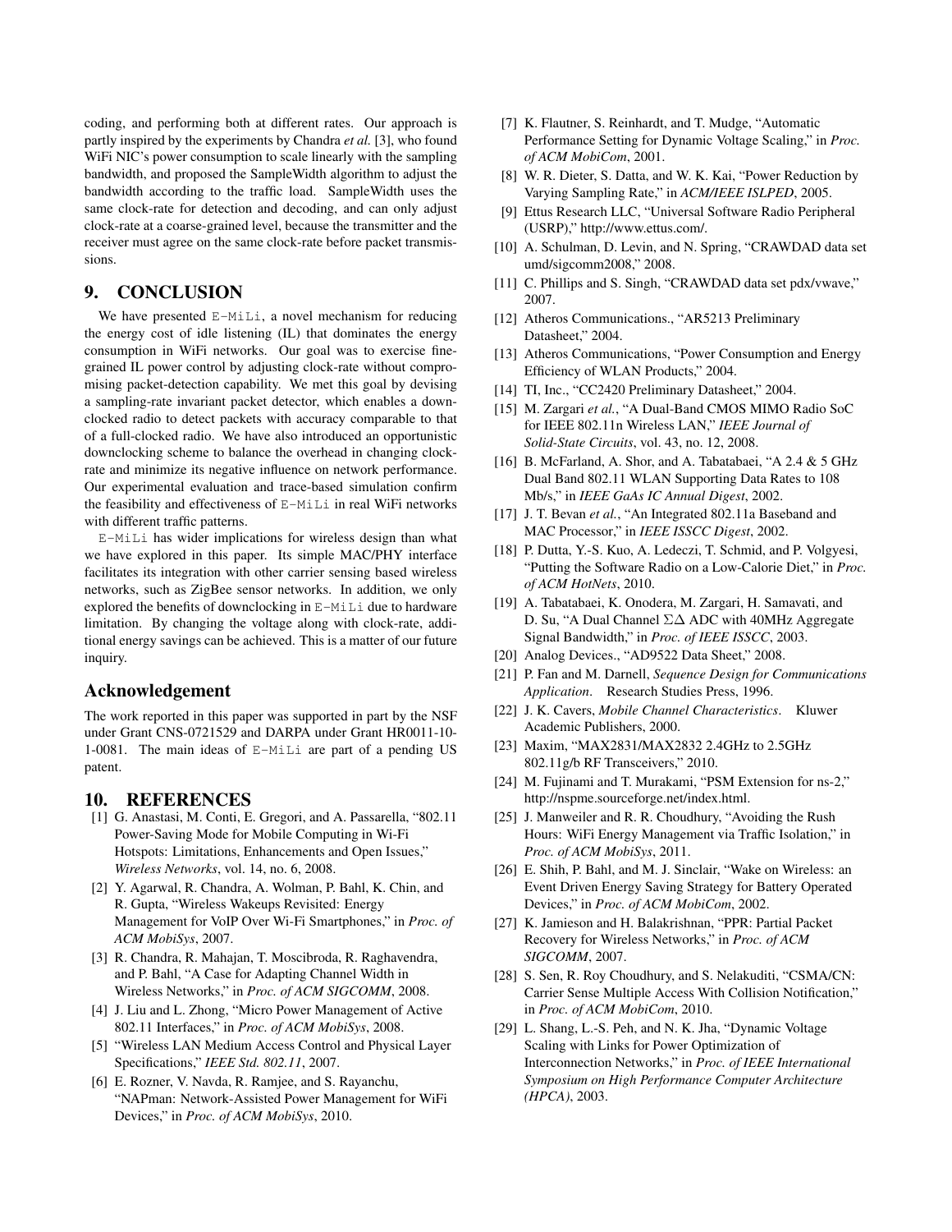coding, and performing both at different rates. Our approach is partly inspired by the experiments by Chandra *et al.* [3], who found WiFi NIC's power consumption to scale linearly with the sampling bandwidth, and proposed the SampleWidth algorithm to adjust the bandwidth according to the traffic load. SampleWidth uses the same clock-rate for detection and decoding, and can only adjust clock-rate at a coarse-grained level, because the transmitter and the receiver must agree on the same clock-rate before packet transmissions.

## 9. CONCLUSION

We have presented `E-MiLi`, a novel mechanism for reducing the energy cost of idle listening (IL) that dominates the energy consumption in WiFi networks. Our goal was to exercise fine-grained IL power control by adjusting clock-rate without compromising packet-detection capability. We met this goal by devising a sampling-rate invariant packet detector, which enables a downclocked radio to detect packets with accuracy comparable to that of a full-clocked radio. We have also introduced an opportunistic downclocking scheme to balance the overhead in changing clock-rate and minimize its negative influence on network performance. Our experimental evaluation and trace-based simulation confirm the feasibility and effectiveness of `E-MiLi` in real WiFi networks with different traffic patterns.

`E-MiLi` has wider implications for wireless design than what we have explored in this paper. Its simple MAC/PHY interface facilitates its integration with other carrier sensing based wireless networks, such as ZigBee sensor networks. In addition, we only explored the benefits of downclocking in `E-MiLi` due to hardware limitation. By changing the voltage along with clock-rate, additional energy savings can be achieved. This is a matter of our future inquiry.

## Acknowledgement

The work reported in this paper was supported in part by the NSF under Grant CNS-0721529 and DARPA under Grant HR0011-10-1-0081. The main ideas of `E-MiLi` are part of a pending US patent.

## 10. REFERENCES

[1] G. Anastasi, M. Conti, E. Gregori, and A. Passarella, "802.11 Power-Saving Mode for Mobile Computing in Wi-Fi Hotspots: Limitations, Enhancements and Open Issues," *Wireless Networks*, vol. 14, no. 6, 2008.

[2] Y. Agarwal, R. Chandra, A. Wolman, P. Bahl, K. Chin, and R. Gupta, "Wireless Wakeups Revisited: Energy Management for VoIP Over Wi-Fi Smartphones," in *Proc. of ACM MobiSys*, 2007.

[3] R. Chandra, R. Mahajan, T. Moscibroda, R. Raghavendra, and P. Bahl, "A Case for Adapting Channel Width in Wireless Networks," in *Proc. of ACM SIGCOMM*, 2008.

[4] J. Liu and L. Zhong, "Micro Power Management of Active 802.11 Interfaces," in *Proc. of ACM MobiSys*, 2008.

[5] "Wireless LAN Medium Access Control and Physical Layer Specifications," *IEEE Std. 802.11*, 2007.

[6] E. Rozner, V. Navda, R. Ramjee, and S. Rayanchu, "NAPman: Network-Assisted Power Management for WiFi Devices," in *Proc. of ACM MobiSys*, 2010.

[7] K. Flautner, S. Reinhardt, and T. Mudge, "Automatic Performance Setting for Dynamic Voltage Scaling," in *Proc. of ACM MobiCom*, 2001.

[8] W. R. Dieter, S. Datta, and W. K. Kai, "Power Reduction by Varying Sampling Rate," in *ACM/IEEE ISLPED*, 2005.

[9] Ettus Research LLC, "Universal Software Radio Peripheral (USRP)," http://www.ettus.com/.

[10] A. Schulman, D. Levin, and N. Spring, "CRAWDAD data set umd/sigcomm2008," 2008.

[11] C. Phillips and S. Singh, "CRAWDAD data set pdx/vwave," 2007.

[12] Atheros Communications., "AR5213 Preliminary Datasheet," 2004.

[13] Atheros Communications, "Power Consumption and Energy Efficiency of WLAN Products," 2004.

[14] TI, Inc., "CC2420 Preliminary Datasheet," 2004.

[15] M. Zargari *et al.*, "A Dual-Band CMOS MIMO Radio SoC for IEEE 802.11n Wireless LAN," *IEEE Journal of Solid-State Circuits*, vol. 43, no. 12, 2008.

[16] B. McFarland, A. Shor, and A. Tabatabaei, "A 2.4 & 5 GHz Dual Band 802.11 WLAN Supporting Data Rates to 108 Mb/s," in *IEEE GaAs IC Annual Digest*, 2002.

[17] J. T. Bevan *et al.*, "An Integrated 802.11a Baseband and MAC Processor," in *IEEE ISSCC Digest*, 2002.

[18] P. Dutta, Y.-S. Kuo, A. Ledeczi, T. Schmid, and P. Volgyesi, "Putting the Software Radio on a Low-Calorie Diet," in *Proc. of ACM HotNets*, 2010.

[19] A. Tabatabaei, K. Onodera, M. Zargari, H. Samavati, and D. Su, "A Dual Channel $\Sigma\Delta$ ADC with 40MHz Aggregate Signal Bandwidth," in *Proc. of IEEE ISSCC*, 2003.

[20] Analog Devices., "AD9522 Data Sheet," 2008.

[21] P. Fan and M. Darnell, *Sequence Design for Communications Application*. Research Studies Press, 1996.

[22] J. K. Cavers, *Mobile Channel Characteristics*. Kluwer Academic Publishers, 2000.

[23] Maxim, "MAX2831/MAX2832 2.4GHz to 2.5GHz 802.11g/b RF Transceivers," 2010.

[24] M. Fujinami and T. Murakami, "PSM Extension for ns-2," http://nspme.sourceforge.net/index.html.

[25] J. Manweiler and R. R. Choudhury, "Avoiding the Rush Hours: WiFi Energy Management via Traffic Isolation," in *Proc. of ACM MobiSys*, 2011.

[26] E. Shih, P. Bahl, and M. J. Sinclair, "Wake on Wireless: an Event Driven Energy Saving Strategy for Battery Operated Devices," in *Proc. of ACM MobiCom*, 2002.

[27] K. Jamieson and H. Balakrishnan, "PPR: Partial Packet Recovery for Wireless Networks," in *Proc. of ACM SIGCOMM*, 2007.

[28] S. Sen, R. Roy Choudhury, and S. Nelakuditi, "CSMA/CN: Carrier Sense Multiple Access With Collision Notification," in *Proc. of ACM MobiCom*, 2010.

[29] L. Shang, L.-S. Peh, and N. K. Jha, "Dynamic Voltage Scaling with Links for Power Optimization of Interconnection Networks," in *Proc. of IEEE International Symposium on High Performance Computer Architecture (HPCA)*, 2003.